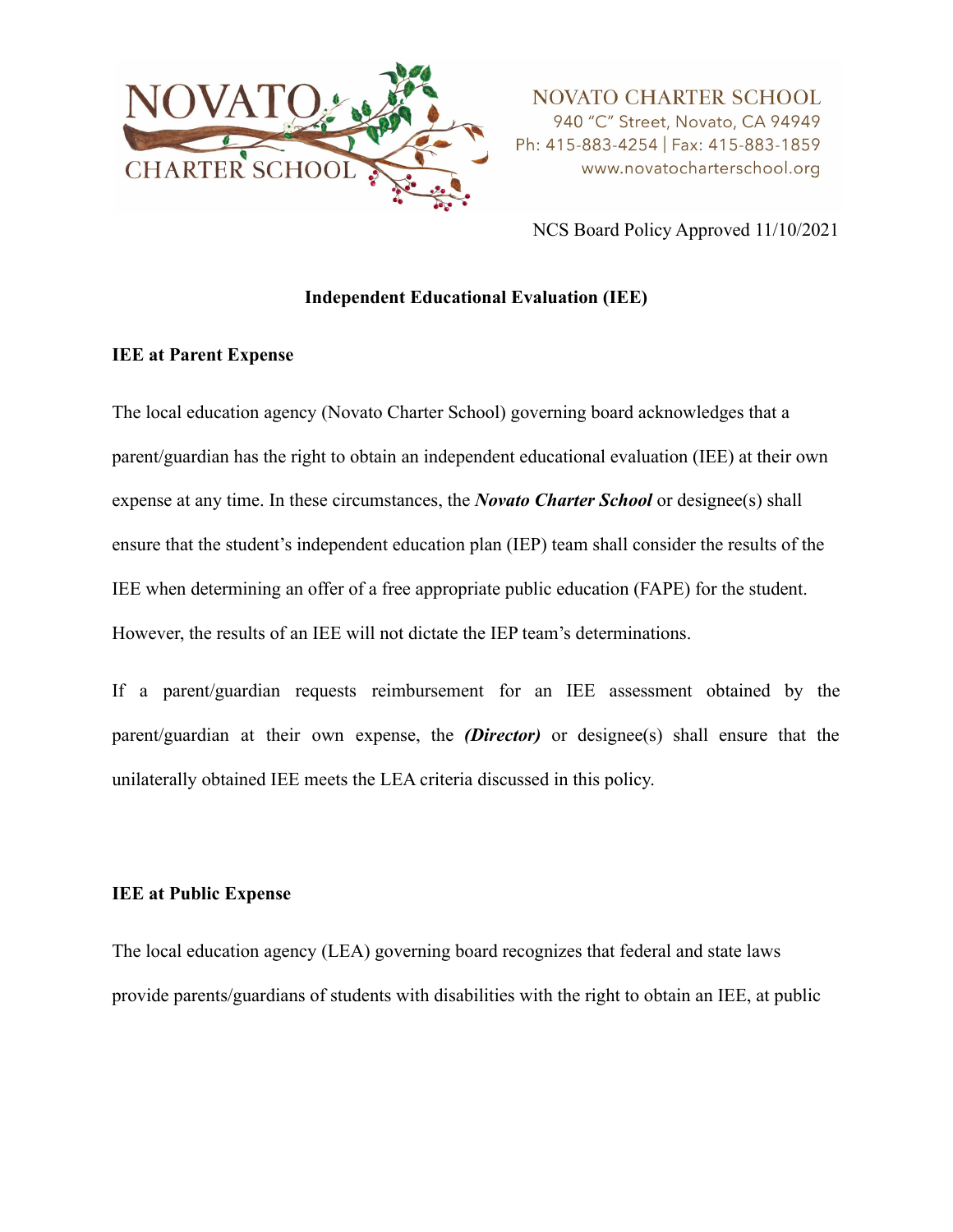NOVATO CHARTER SCHOOL
940 "C" Street, Novato, CA 94949
Ph: 415-883-4254 | Fax: 415-883-1859
www.novatocharterschool.org

NCS Board Policy Approved 11/10/2021

## Independent Educational Evaluation (IEE)

### IEE at Parent Expense

The local education agency (Novato Charter School) governing board acknowledges that a parent/guardian has the right to obtain an independent educational evaluation (IEE) at their own expense at any time. In these circumstances, the ***Novato Charter School*** or designee(s) shall ensure that the student's independent education plan (IEP) team shall consider the results of the IEE when determining an offer of a free appropriate public education (FAPE) for the student. However, the results of an IEE will not dictate the IEP team's determinations.

If a parent/guardian requests reimbursement for an IEE assessment obtained by the parent/guardian at their own expense, the ***(Director)*** or designee(s) shall ensure that the unilaterally obtained IEE meets the LEA criteria discussed in this policy.

### IEE at Public Expense

The local education agency (LEA) governing board recognizes that federal and state laws provide parents/guardians of students with disabilities with the right to obtain an IEE, at public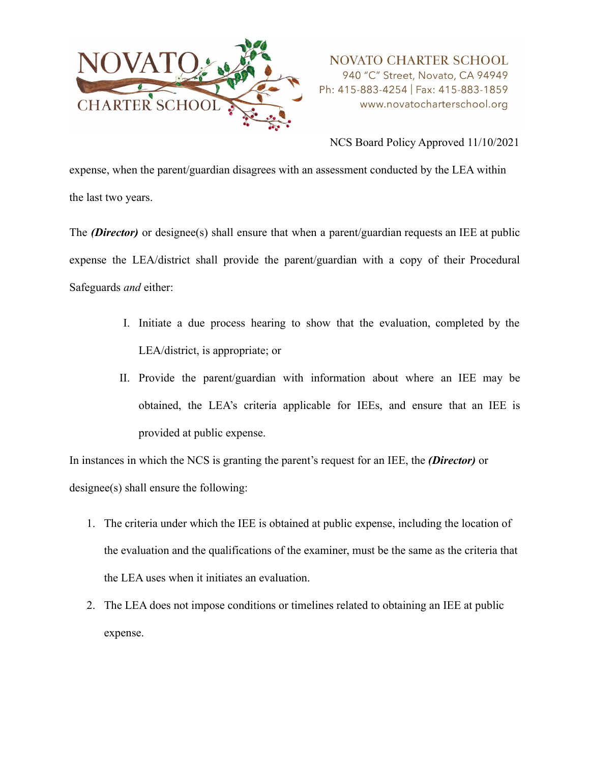expense, when the parent/guardian disagrees with an assessment conducted by the LEA within the last two years.

The ***(Director)*** or designee(s) shall ensure that when a parent/guardian requests an IEE at public expense the LEA/district shall provide the parent/guardian with a copy of their Procedural Safeguards *and* either:

I. Initiate a due process hearing to show that the evaluation, completed by the LEA/district, is appropriate; or

II. Provide the parent/guardian with information about where an IEE may be obtained, the LEA's criteria applicable for IEEs, and ensure that an IEE is provided at public expense.

In instances in which the NCS is granting the parent's request for an IEE, the ***(Director)*** or designee(s) shall ensure the following:

1. The criteria under which the IEE is obtained at public expense, including the location of the evaluation and the qualifications of the examiner, must be the same as the criteria that the LEA uses when it initiates an evaluation.
2. The LEA does not impose conditions or timelines related to obtaining an IEE at public expense.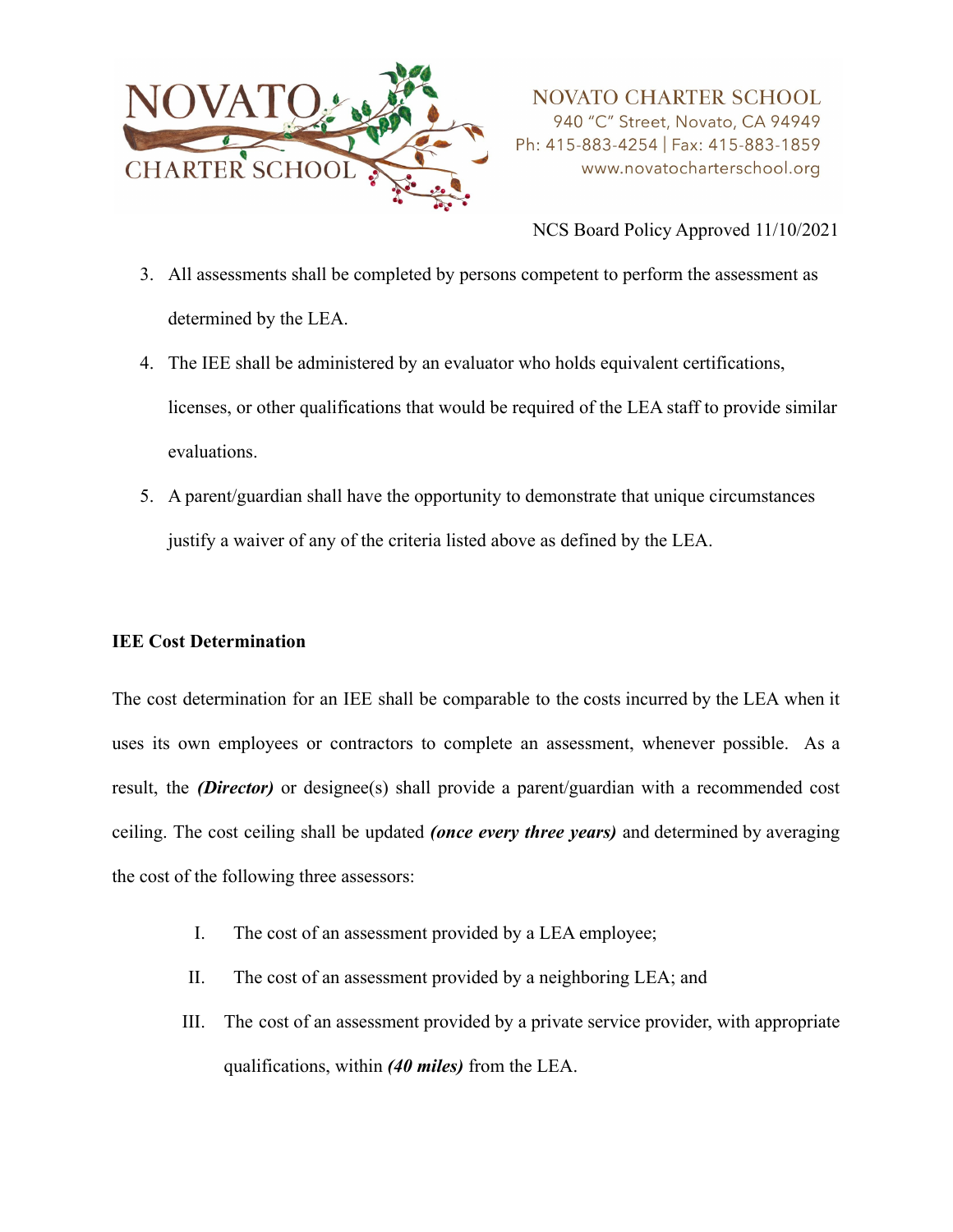3. All assessments shall be completed by persons competent to perform the assessment as determined by the LEA.
4. The IEE shall be administered by an evaluator who holds equivalent certifications, licenses, or other qualifications that would be required of the LEA staff to provide similar evaluations.
5. A parent/guardian shall have the opportunity to demonstrate that unique circumstances justify a waiver of any of the criteria listed above as defined by the LEA.

**IEE Cost Determination**

The cost determination for an IEE shall be comparable to the costs incurred by the LEA when it uses its own employees or contractors to complete an assessment, whenever possible. As a result, the ***(Director)*** or designee(s) shall provide a parent/guardian with a recommended cost ceiling. The cost ceiling shall be updated ***(once every three years)*** and determined by averaging the cost of the following three assessors:

I. The cost of an assessment provided by a LEA employee;

II. The cost of an assessment provided by a neighboring LEA; and

III. The cost of an assessment provided by a private service provider, with appropriate qualifications, within ***(40 miles)*** from the LEA.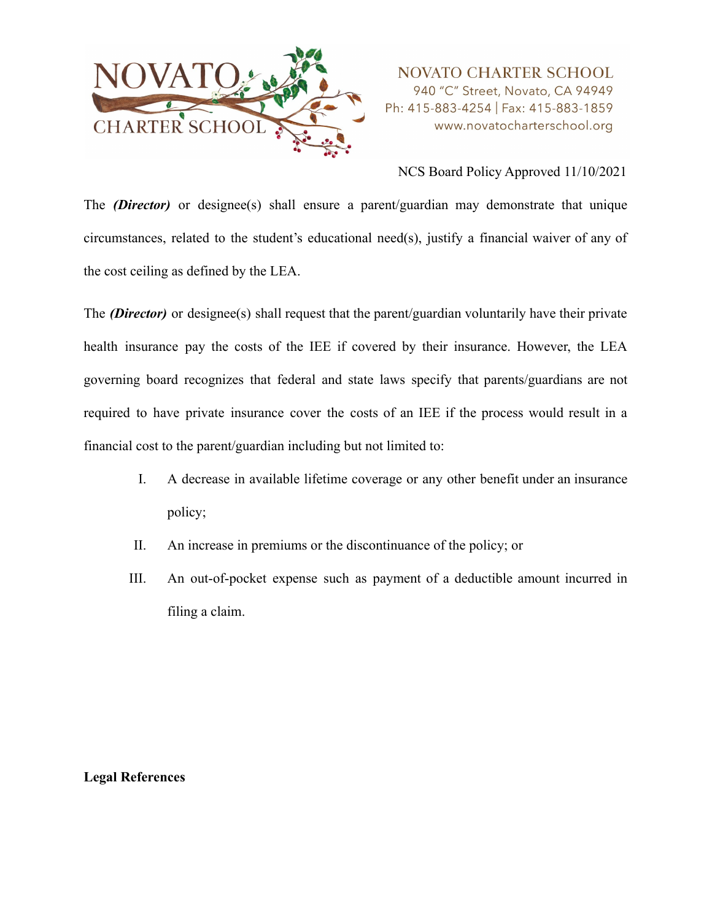NCS Board Policy Approved 11/10/2021

The ***(Director)*** or designee(s) shall ensure a parent/guardian may demonstrate that unique circumstances, related to the student's educational need(s), justify a financial waiver of any of the cost ceiling as defined by the LEA.

The ***(Director)*** or designee(s) shall request that the parent/guardian voluntarily have their private health insurance pay the costs of the IEE if covered by their insurance. However, the LEA governing board recognizes that federal and state laws specify that parents/guardians are not required to have private insurance cover the costs of an IEE if the process would result in a financial cost to the parent/guardian including but not limited to:

I. A decrease in available lifetime coverage or any other benefit under an insurance policy;

II. An increase in premiums or the discontinuance of the policy; or

III. An out-of-pocket expense such as payment of a deductible amount incurred in filing a claim.

**Legal References**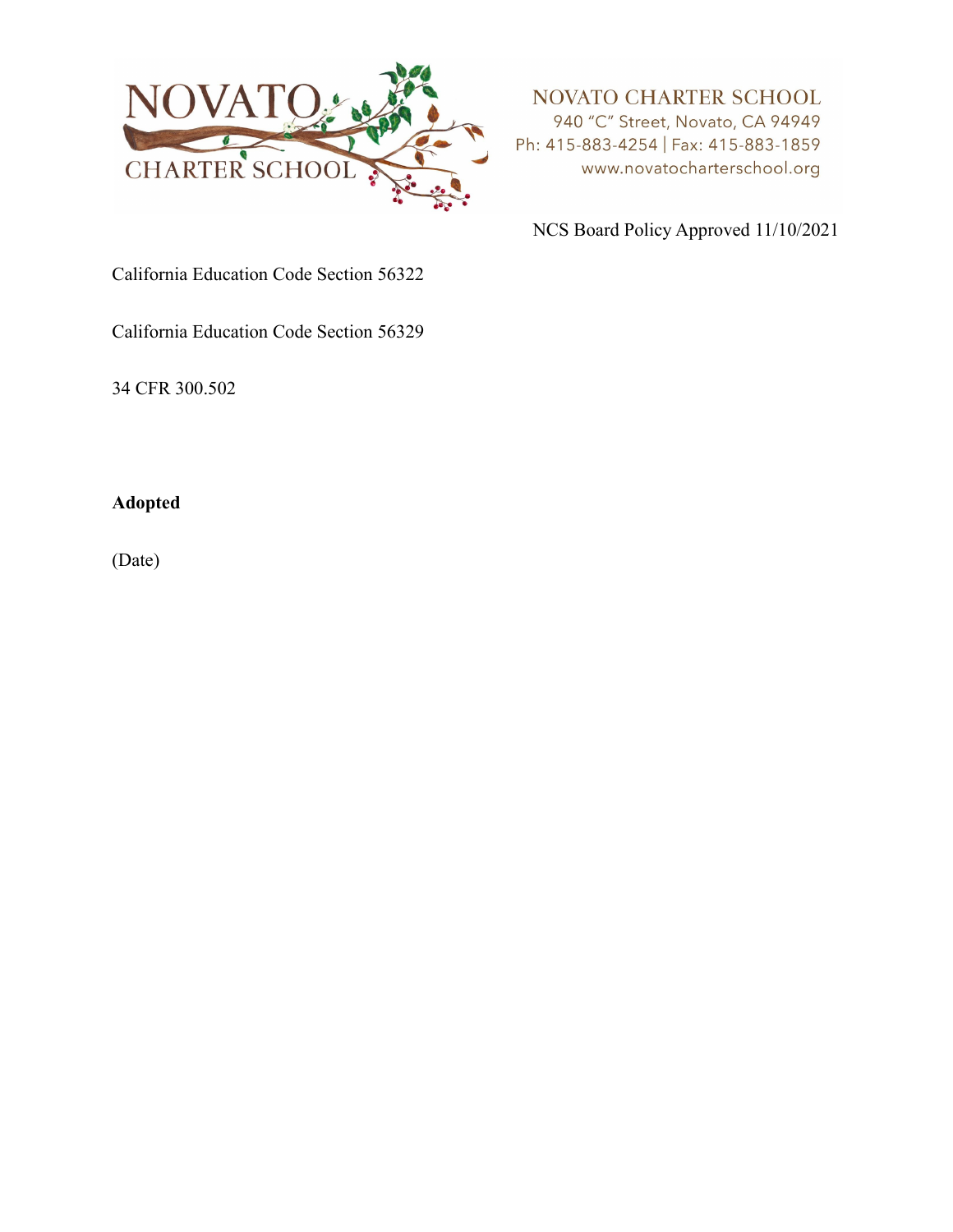NOVATO CHARTER SCHOOL
940 "C" Street, Novato, CA 94949
Ph: 415-883-4254 | Fax: 415-883-1859
www.novatocharterschool.org

NCS Board Policy Approved 11/10/2021

California Education Code Section 56322

California Education Code Section 56329

34 CFR 300.502

**Adopted**

(Date)